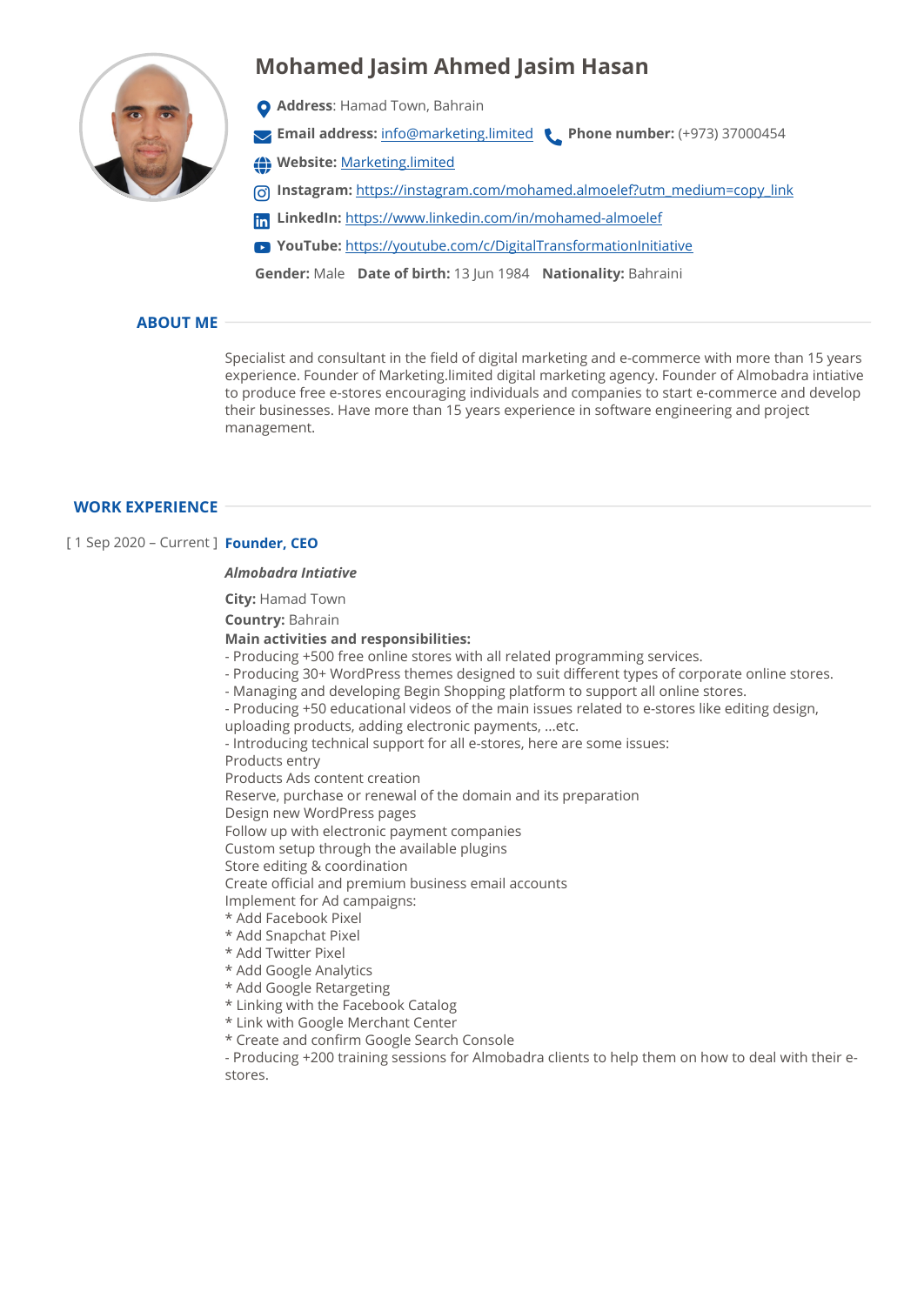# Mohamed Jasim Ahmed Jasim Hasan

**Address**: Hamad Town, Bahrain

**Email address:** info@marketing.limited **Phone number:** (+973) 37000454

**Website:** Marketing.limited

**Instagram:** https://instagram.com/mohamed.almoelef?utm_medium=copy_link

**LinkedIn:** https://www.linkedin.com/in/mohamed-almoelef

**YouTube:** https://youtube.com/c/DigitalTransformationInitiative

**Gender:** Male **Date of birth:** 13 Jun 1984 **Nationality:** Bahraini

## ABOUT ME

Specialist and consultant in the field of digital marketing and e-commerce with more than 15 years experience. Founder of Marketing.limited digital marketing agency. Founder of Almobadra intiative to produce free e-stores encouraging individuals and companies to start e-commerce and develop their businesses. Have more than 15 years experience in software engineering and project management.

## WORK EXPERIENCE

[ 1 Sep 2020 – Current ] **Founder, CEO**

***Almobadra Intiative***

**City:** Hamad Town

**Country:** Bahrain

**Main activities and responsibilities:**
- Producing +500 free online stores with all related programming services.
- Producing 30+ WordPress themes designed to suit different types of corporate online stores.
- Managing and developing Begin Shopping platform to support all online stores.
- Producing +50 educational videos of the main issues related to e-stores like editing design, uploading products, adding electronic payments, ...etc.
- Introducing technical support for all e-stores, here are some issues:

Products entry
Products Ads content creation
Reserve, purchase or renewal of the domain and its preparation
Design new WordPress pages
Follow up with electronic payment companies
Custom setup through the available plugins
Store editing & coordination
Create official and premium business email accounts
Implement for Ad campaigns:
* Add Facebook Pixel
* Add Snapchat Pixel
* Add Twitter Pixel
* Add Google Analytics
* Add Google Retargeting
* Linking with the Facebook Catalog
* Link with Google Merchant Center
* Create and confirm Google Search Console

- Producing +200 training sessions for Almobadra clients to help them on how to deal with their e-stores.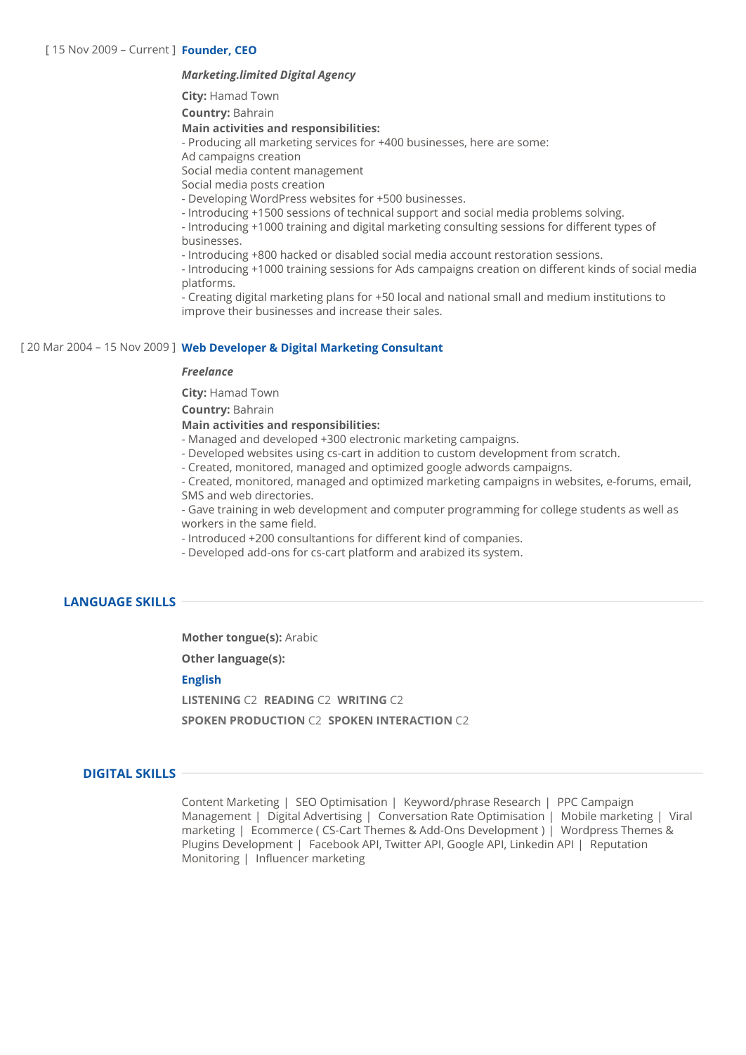[ 15 Nov 2009 – Current ] **Founder, CEO**

***Marketing.limited Digital Agency***

**City:** Hamad Town

**Country:** Bahrain

**Main activities and responsibilities:**

- Producing all marketing services for +400 businesses, here are some:
Ad campaigns creation
Social media content management
Social media posts creation
- Developing WordPress websites for +500 businesses.
- Introducing +1500 sessions of technical support and social media problems solving.
- Introducing +1000 training and digital marketing consulting sessions for different types of businesses.
- Introducing +800 hacked or disabled social media account restoration sessions.
- Introducing +1000 training sessions for Ads campaigns creation on different kinds of social media platforms.
- Creating digital marketing plans for +50 local and national small and medium institutions to improve their businesses and increase their sales.

[ 20 Mar 2004 – 15 Nov 2009 ] **Web Developer & Digital Marketing Consultant**

***Freelance***

**City:** Hamad Town

**Country:** Bahrain

**Main activities and responsibilities:**

- Managed and developed +300 electronic marketing campaigns.
- Developed websites using cs-cart in addition to custom development from scratch.
- Created, monitored, managed and optimized google adwords campaigns.
- Created, monitored, managed and optimized marketing campaigns in websites, e-forums, email, SMS and web directories.
- Gave training in web development and computer programming for college students as well as workers in the same field.
- Introduced +200 consultantions for different kind of companies.
- Developed add-ons for cs-cart platform and arabized its system.

## LANGUAGE SKILLS

**Mother tongue(s):** Arabic

**Other language(s):**

**English**

**LISTENING** C2 **READING** C2 **WRITING** C2

**SPOKEN PRODUCTION** C2 **SPOKEN INTERACTION** C2

## DIGITAL SKILLS

Content Marketing | SEO Optimisation | Keyword/phrase Research | PPC Campaign Management | Digital Advertising | Conversation Rate Optimisation | Mobile marketing | Viral marketing | Ecommerce ( CS-Cart Themes & Add-Ons Development ) | Wordpress Themes & Plugins Development | Facebook API, Twitter API, Google API, Linkedin API | Reputation Monitoring | Influencer marketing